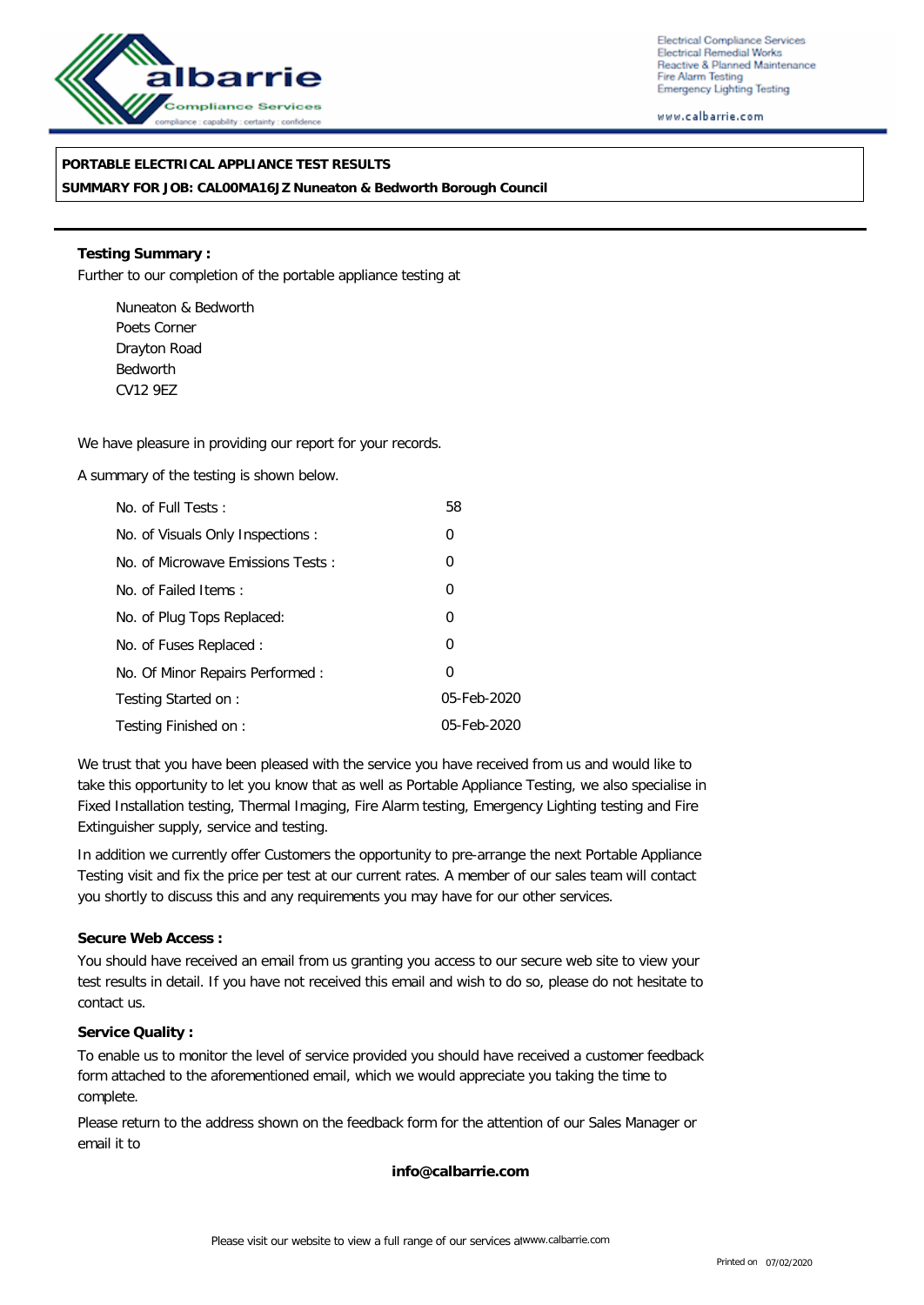calbarrie Compliance Services
compliance : capability : certainty : confidence

Electrical Compliance Services
Electrical Remedial Works
Reactive & Planned Maintenance
Fire Alarm Testing
Emergency Lighting Testing

www.calbarrie.com

**PORTABLE ELECTRICAL APPLIANCE TEST RESULTS**
**SUMMARY FOR JOB: CAL00MA16JZ Nuneaton & Bedworth Borough Council**

**Testing Summary :**

Further to our completion of the portable appliance testing at

Nuneaton & Bedworth
Poets Corner
Drayton Road
Bedworth
CV12 9EZ

We have pleasure in providing our report for your records.

A summary of the testing is shown below.

| | |
|---|---|
| No. of Full Tests : | 58 |
| No. of Visuals Only Inspections : | 0 |
| No. of Microwave Emissions Tests : | 0 |
| No. of Failed Items : | 0 |
| No. of Plug Tops Replaced: | 0 |
| No. of Fuses Replaced : | 0 |
| No. Of Minor Repairs Performed : | 0 |
| Testing Started on : | 05-Feb-2020 |
| Testing Finished on : | 05-Feb-2020 |

We trust that you have been pleased with the service you have received from us and would like to take this opportunity to let you know that as well as Portable Appliance Testing, we also specialise in Fixed Installation testing, Thermal Imaging, Fire Alarm testing, Emergency Lighting testing and Fire Extinguisher supply, service and testing.

In addition we currently offer Customers the opportunity to pre-arrange the next Portable Appliance Testing visit and fix the price per test at our current rates. A member of our sales team will contact you shortly to discuss this and any requirements you may have for our other services.

**Secure Web Access :**

You should have received an email from us granting you access to our secure web site to view your test results in detail. If you have not received this email and wish to do so, please do not hesitate to contact us.

**Service Quality :**

To enable us to monitor the level of service provided you should have received a customer feedback form attached to the aforementioned email, which we would appreciate you taking the time to complete.

Please return to the address shown on the feedback form for the attention of our Sales Manager or email it to

**info@calbarrie.com**

Please visit our website to view a full range of our services at www.calbarrie.com

Printed on 07/02/2020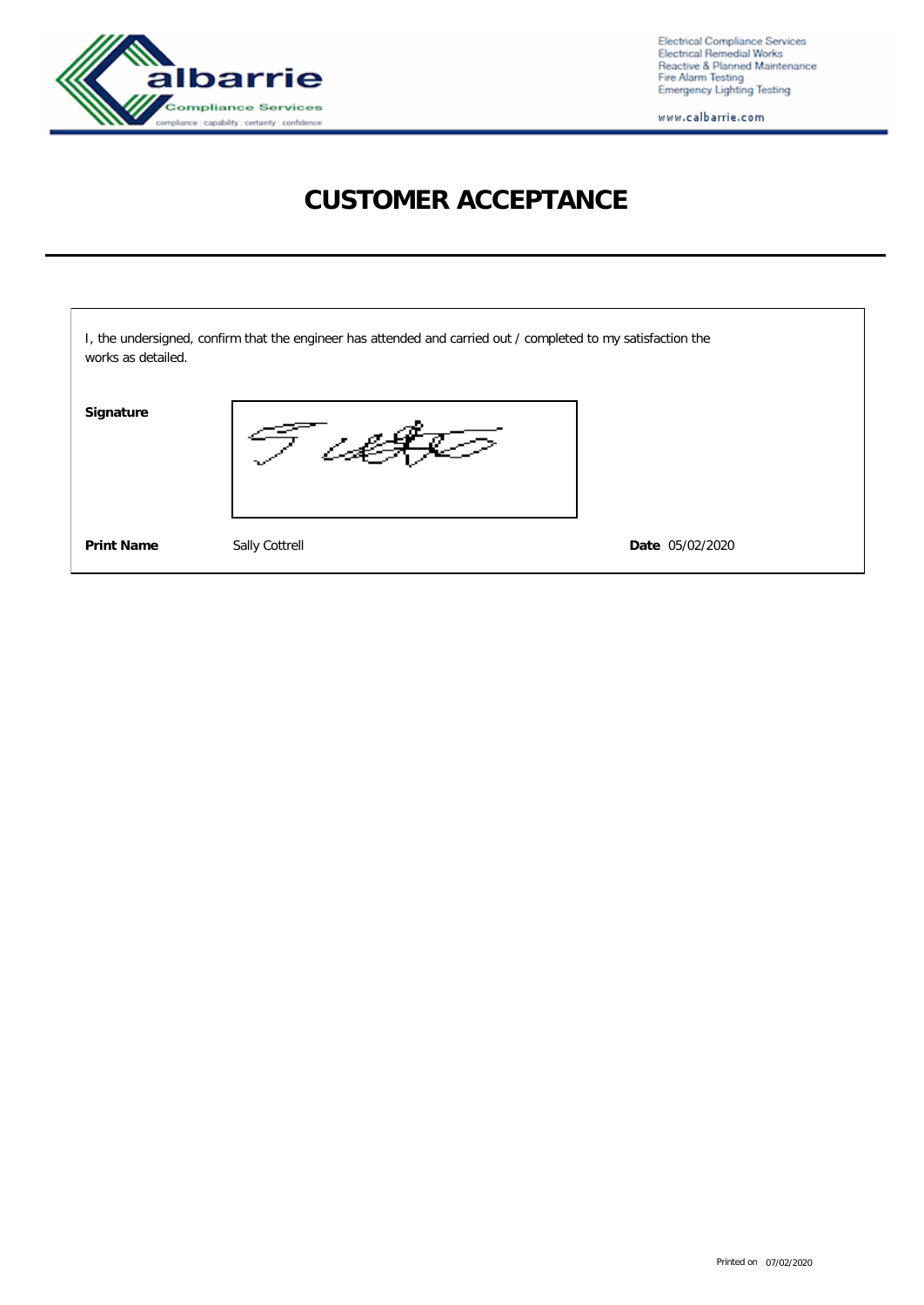# CUSTOMER ACCEPTANCE

I, the undersigned, confirm that the engineer has attended and carried out / completed to my satisfaction the works as detailed.

**Signature**

**Print Name** Sally Cottrell **Date** 05/02/2020

Printed on 07/02/2020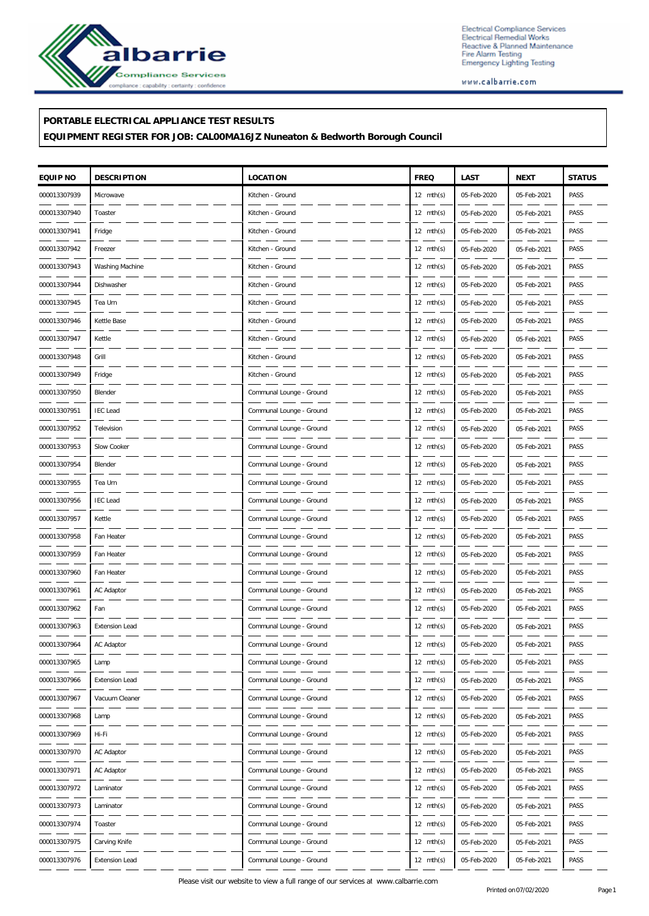## PORTABLE ELECTRICAL APPLIANCE TEST RESULTS

## EQUIPMENT REGISTER FOR JOB: CAL00MA16JZ Nuneaton & Bedworth Borough Council

| EQUIP NO | DESCRIPTION | LOCATION | FREQ | LAST | NEXT | STATUS |
|---|---|---|---|---|---|---|
| 000013307939 | Microwave | Kitchen - Ground | 12 mth(s) | 05-Feb-2020 | 05-Feb-2021 | PASS |
| 000013307940 | Toaster | Kitchen - Ground | 12 mth(s) | 05-Feb-2020 | 05-Feb-2021 | PASS |
| 000013307941 | Fridge | Kitchen - Ground | 12 mth(s) | 05-Feb-2020 | 05-Feb-2021 | PASS |
| 000013307942 | Freezer | Kitchen - Ground | 12 mth(s) | 05-Feb-2020 | 05-Feb-2021 | PASS |
| 000013307943 | Washing Machine | Kitchen - Ground | 12 mth(s) | 05-Feb-2020 | 05-Feb-2021 | PASS |
| 000013307944 | Dishwasher | Kitchen - Ground | 12 mth(s) | 05-Feb-2020 | 05-Feb-2021 | PASS |
| 000013307945 | Tea Urn | Kitchen - Ground | 12 mth(s) | 05-Feb-2020 | 05-Feb-2021 | PASS |
| 000013307946 | Kettle Base | Kitchen - Ground | 12 mth(s) | 05-Feb-2020 | 05-Feb-2021 | PASS |
| 000013307947 | Kettle | Kitchen - Ground | 12 mth(s) | 05-Feb-2020 | 05-Feb-2021 | PASS |
| 000013307948 | Grill | Kitchen - Ground | 12 mth(s) | 05-Feb-2020 | 05-Feb-2021 | PASS |
| 000013307949 | Fridge | Kitchen - Ground | 12 mth(s) | 05-Feb-2020 | 05-Feb-2021 | PASS |
| 000013307950 | Blender | Communal Lounge - Ground | 12 mth(s) | 05-Feb-2020 | 05-Feb-2021 | PASS |
| 000013307951 | IEC Lead | Communal Lounge - Ground | 12 mth(s) | 05-Feb-2020 | 05-Feb-2021 | PASS |
| 000013307952 | Television | Communal Lounge - Ground | 12 mth(s) | 05-Feb-2020 | 05-Feb-2021 | PASS |
| 000013307953 | Slow Cooker | Communal Lounge - Ground | 12 mth(s) | 05-Feb-2020 | 05-Feb-2021 | PASS |
| 000013307954 | Blender | Communal Lounge - Ground | 12 mth(s) | 05-Feb-2020 | 05-Feb-2021 | PASS |
| 000013307955 | Tea Urn | Communal Lounge - Ground | 12 mth(s) | 05-Feb-2020 | 05-Feb-2021 | PASS |
| 000013307956 | IEC Lead | Communal Lounge - Ground | 12 mth(s) | 05-Feb-2020 | 05-Feb-2021 | PASS |
| 000013307957 | Kettle | Communal Lounge - Ground | 12 mth(s) | 05-Feb-2020 | 05-Feb-2021 | PASS |
| 000013307958 | Fan Heater | Communal Lounge - Ground | 12 mth(s) | 05-Feb-2020 | 05-Feb-2021 | PASS |
| 000013307959 | Fan Heater | Communal Lounge - Ground | 12 mth(s) | 05-Feb-2020 | 05-Feb-2021 | PASS |
| 000013307960 | Fan Heater | Communal Lounge - Ground | 12 mth(s) | 05-Feb-2020 | 05-Feb-2021 | PASS |
| 000013307961 | AC Adaptor | Communal Lounge - Ground | 12 mth(s) | 05-Feb-2020 | 05-Feb-2021 | PASS |
| 000013307962 | Fan | Communal Lounge - Ground | 12 mth(s) | 05-Feb-2020 | 05-Feb-2021 | PASS |
| 000013307963 | Extension Lead | Communal Lounge - Ground | 12 mth(s) | 05-Feb-2020 | 05-Feb-2021 | PASS |
| 000013307964 | AC Adaptor | Communal Lounge - Ground | 12 mth(s) | 05-Feb-2020 | 05-Feb-2021 | PASS |
| 000013307965 | Lamp | Communal Lounge - Ground | 12 mth(s) | 05-Feb-2020 | 05-Feb-2021 | PASS |
| 000013307966 | Extension Lead | Communal Lounge - Ground | 12 mth(s) | 05-Feb-2020 | 05-Feb-2021 | PASS |
| 000013307967 | Vacuum Cleaner | Communal Lounge - Ground | 12 mth(s) | 05-Feb-2020 | 05-Feb-2021 | PASS |
| 000013307968 | Lamp | Communal Lounge - Ground | 12 mth(s) | 05-Feb-2020 | 05-Feb-2021 | PASS |
| 000013307969 | Hi-Fi | Communal Lounge - Ground | 12 mth(s) | 05-Feb-2020 | 05-Feb-2021 | PASS |
| 000013307970 | AC Adaptor | Communal Lounge - Ground | 12 mth(s) | 05-Feb-2020 | 05-Feb-2021 | PASS |
| 000013307971 | AC Adaptor | Communal Lounge - Ground | 12 mth(s) | 05-Feb-2020 | 05-Feb-2021 | PASS |
| 000013307972 | Laminator | Communal Lounge - Ground | 12 mth(s) | 05-Feb-2020 | 05-Feb-2021 | PASS |
| 000013307973 | Laminator | Communal Lounge - Ground | 12 mth(s) | 05-Feb-2020 | 05-Feb-2021 | PASS |
| 000013307974 | Toaster | Communal Lounge - Ground | 12 mth(s) | 05-Feb-2020 | 05-Feb-2021 | PASS |
| 000013307975 | Carving Knife | Communal Lounge - Ground | 12 mth(s) | 05-Feb-2020 | 05-Feb-2021 | PASS |
| 000013307976 | Extension Lead | Communal Lounge - Ground | 12 mth(s) | 05-Feb-2020 | 05-Feb-2021 | PASS |

Please visit our website to view a full range of our services at www.calbarrie.com

Printed on 07/02/2020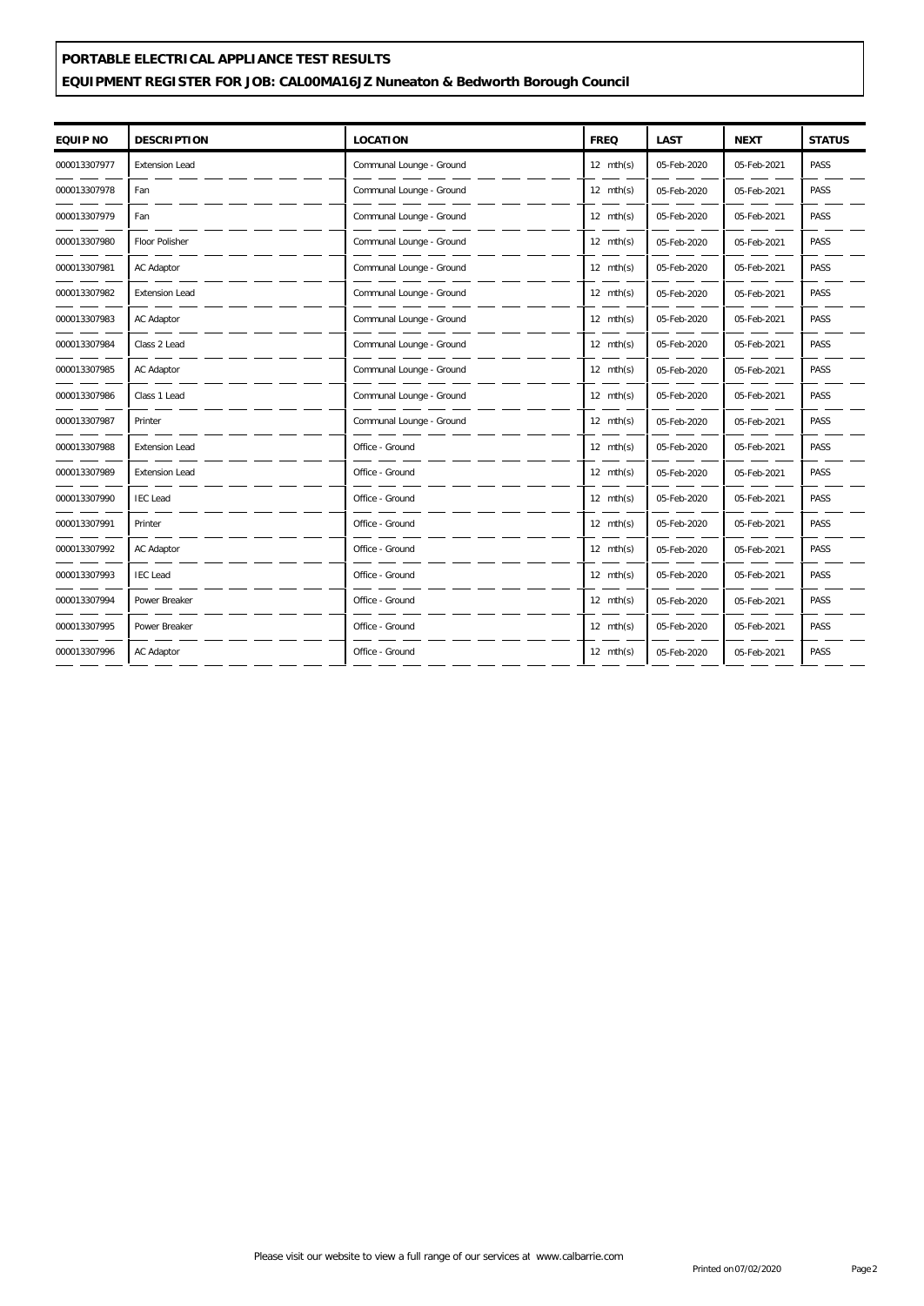**PORTABLE ELECTRICAL APPLIANCE TEST RESULTS**

**EQUIPMENT REGISTER FOR JOB: CAL00MA16JZ Nuneaton & Bedworth Borough Council**

| EQUIP NO | DESCRIPTION | LOCATION | FREQ | LAST | NEXT | STATUS |
|---|---|---|---|---|---|---|
| 000013307977 | Extension Lead | Communal Lounge - Ground | 12 mth(s) | 05-Feb-2020 | 05-Feb-2021 | PASS |
| 000013307978 | Fan | Communal Lounge - Ground | 12 mth(s) | 05-Feb-2020 | 05-Feb-2021 | PASS |
| 000013307979 | Fan | Communal Lounge - Ground | 12 mth(s) | 05-Feb-2020 | 05-Feb-2021 | PASS |
| 000013307980 | Floor Polisher | Communal Lounge - Ground | 12 mth(s) | 05-Feb-2020 | 05-Feb-2021 | PASS |
| 000013307981 | AC Adaptor | Communal Lounge - Ground | 12 mth(s) | 05-Feb-2020 | 05-Feb-2021 | PASS |
| 000013307982 | Extension Lead | Communal Lounge - Ground | 12 mth(s) | 05-Feb-2020 | 05-Feb-2021 | PASS |
| 000013307983 | AC Adaptor | Communal Lounge - Ground | 12 mth(s) | 05-Feb-2020 | 05-Feb-2021 | PASS |
| 000013307984 | Class 2 Lead | Communal Lounge - Ground | 12 mth(s) | 05-Feb-2020 | 05-Feb-2021 | PASS |
| 000013307985 | AC Adaptor | Communal Lounge - Ground | 12 mth(s) | 05-Feb-2020 | 05-Feb-2021 | PASS |
| 000013307986 | Class 1 Lead | Communal Lounge - Ground | 12 mth(s) | 05-Feb-2020 | 05-Feb-2021 | PASS |
| 000013307987 | Printer | Communal Lounge - Ground | 12 mth(s) | 05-Feb-2020 | 05-Feb-2021 | PASS |
| 000013307988 | Extension Lead | Office - Ground | 12 mth(s) | 05-Feb-2020 | 05-Feb-2021 | PASS |
| 000013307989 | Extension Lead | Office - Ground | 12 mth(s) | 05-Feb-2020 | 05-Feb-2021 | PASS |
| 000013307990 | IEC Lead | Office - Ground | 12 mth(s) | 05-Feb-2020 | 05-Feb-2021 | PASS |
| 000013307991 | Printer | Office - Ground | 12 mth(s) | 05-Feb-2020 | 05-Feb-2021 | PASS |
| 000013307992 | AC Adaptor | Office - Ground | 12 mth(s) | 05-Feb-2020 | 05-Feb-2021 | PASS |
| 000013307993 | IEC Lead | Office - Ground | 12 mth(s) | 05-Feb-2020 | 05-Feb-2021 | PASS |
| 000013307994 | Power Breaker | Office - Ground | 12 mth(s) | 05-Feb-2020 | 05-Feb-2021 | PASS |
| 000013307995 | Power Breaker | Office - Ground | 12 mth(s) | 05-Feb-2020 | 05-Feb-2021 | PASS |
| 000013307996 | AC Adaptor | Office - Ground | 12 mth(s) | 05-Feb-2020 | 05-Feb-2021 | PASS |

Please visit our website to view a full range of our services at www.calbarrie.com

Printed on 07/02/2020